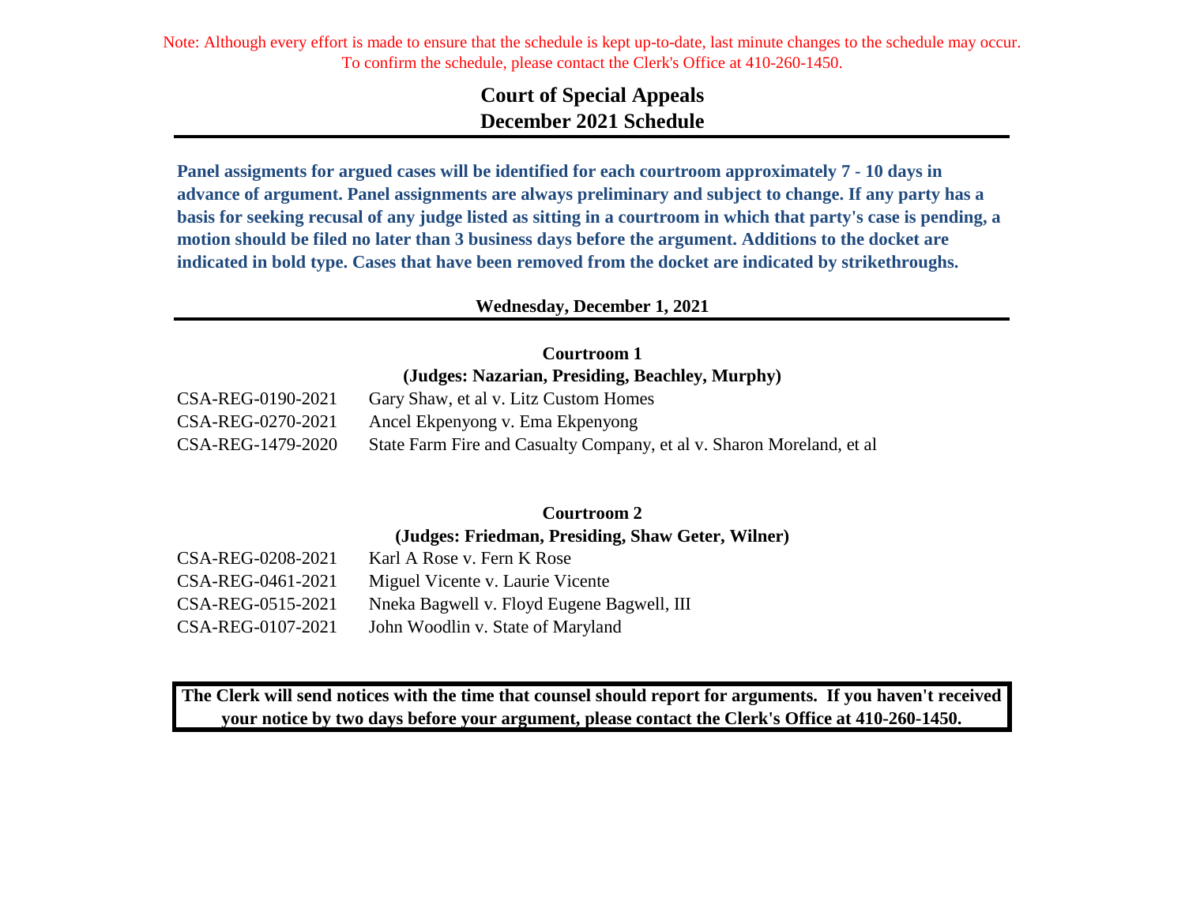Note: Although every effort is made to ensure that the schedule is kept up-to-date, last minute changes to the schedule may occur. To confirm the schedule, please contact the Clerk's Office at 410-260-1450.

# Court of Special Appeals
# December 2021 Schedule

**Panel assigments for argued cases will be identified for each courtroom approximately 7 - 10 days in advance of argument. Panel assignments are always preliminary and subject to change. If any party has a basis for seeking recusal of any judge listed as sitting in a courtroom in which that party's case is pending, a motion should be filed no later than 3 business days before the argument. Additions to the docket are indicated in bold type. Cases that have been removed from the docket are indicated by strikethroughs.**

## Wednesday, December 1, 2021

### Courtroom 1
**(Judges: Nazarian, Presiding, Beachley, Murphy)**

| | |
|---|---|
| CSA-REG-0190-2021 | Gary Shaw, et al v. Litz Custom Homes |
| CSA-REG-0270-2021 | Ancel Ekpenyong v. Ema Ekpenyong |
| CSA-REG-1479-2020 | State Farm Fire and Casualty Company, et al v. Sharon Moreland, et al |

### Courtroom 2
**(Judges: Friedman, Presiding, Shaw Geter, Wilner)**

| | |
|---|---|
| CSA-REG-0208-2021 | Karl A Rose v. Fern K Rose |
| CSA-REG-0461-2021 | Miguel Vicente v. Laurie Vicente |
| CSA-REG-0515-2021 | Nneka Bagwell v. Floyd Eugene Bagwell, III |
| CSA-REG-0107-2021 | John Woodlin v. State of Maryland |

**The Clerk will send notices with the time that counsel should report for arguments. If you haven't received your notice by two days before your argument, please contact the Clerk's Office at 410-260-1450.**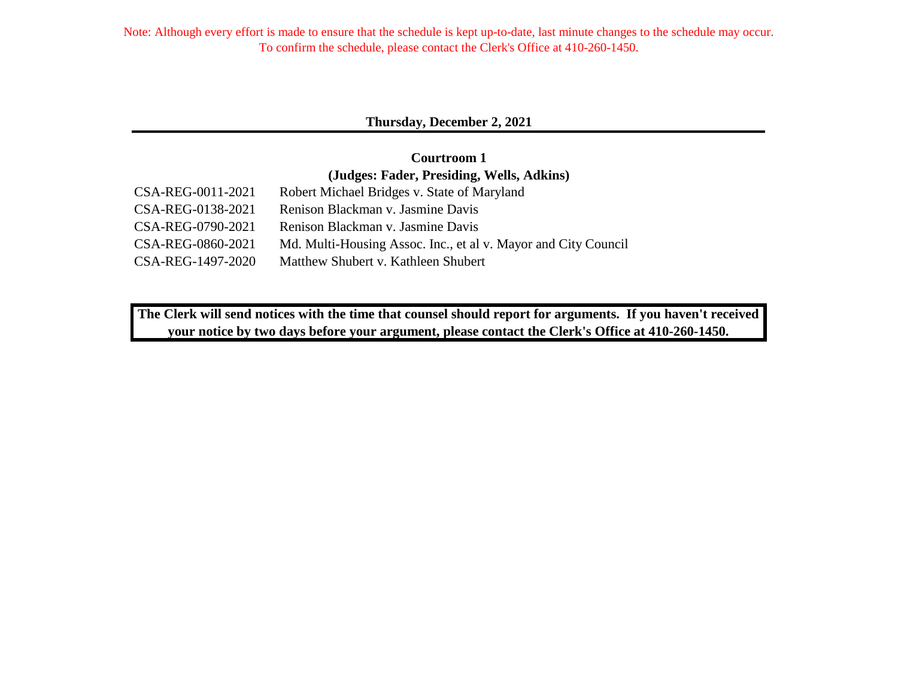Note: Although every effort is made to ensure that the schedule is kept up-to-date, last minute changes to the schedule may occur. To confirm the schedule, please contact the Clerk's Office at 410-260-1450.

## Thursday, December 2, 2021

### Courtroom 1
### (Judges: Fader, Presiding, Wells, Adkins)

| | |
|---|---|
| CSA-REG-0011-2021 | Robert Michael Bridges v. State of Maryland |
| CSA-REG-0138-2021 | Renison Blackman v. Jasmine Davis |
| CSA-REG-0790-2021 | Renison Blackman v. Jasmine Davis |
| CSA-REG-0860-2021 | Md. Multi-Housing Assoc. Inc., et al v. Mayor and City Council |
| CSA-REG-1497-2020 | Matthew Shubert v. Kathleen Shubert |

**The Clerk will send notices with the time that counsel should report for arguments. If you haven't received your notice by two days before your argument, please contact the Clerk's Office at 410-260-1450.**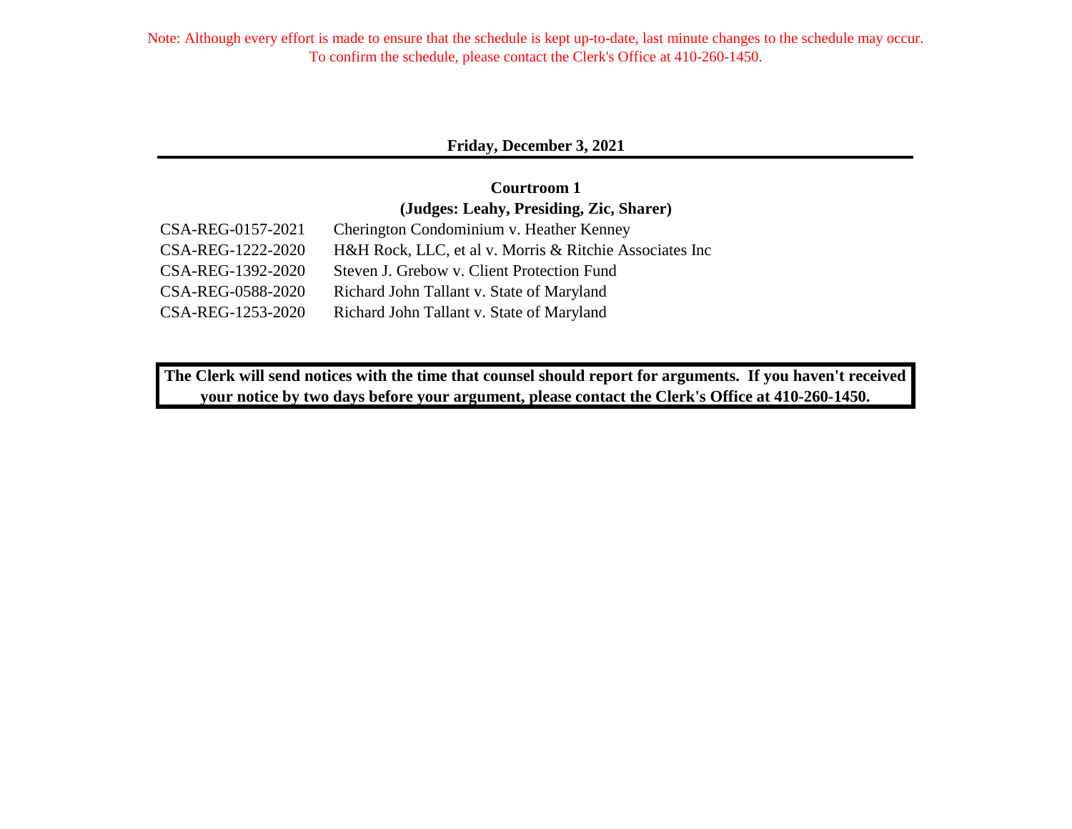Note: Although every effort is made to ensure that the schedule is kept up-to-date, last minute changes to the schedule may occur. To confirm the schedule, please contact the Clerk's Office at 410-260-1450.

## Friday, December 3, 2021

### Courtroom 1
### (Judges: Leahy, Presiding, Zic, Sharer)

| | |
|---|---|
| CSA-REG-0157-2021 | Cherington Condominium v. Heather Kenney |
| CSA-REG-1222-2020 | H&H Rock, LLC, et al v. Morris & Ritchie Associates Inc |
| CSA-REG-1392-2020 | Steven J. Grebow v. Client Protection Fund |
| CSA-REG-0588-2020 | Richard John Tallant v. State of Maryland |
| CSA-REG-1253-2020 | Richard John Tallant v. State of Maryland |

**The Clerk will send notices with the time that counsel should report for arguments. If you haven't received your notice by two days before your argument, please contact the Clerk's Office at 410-260-1450.**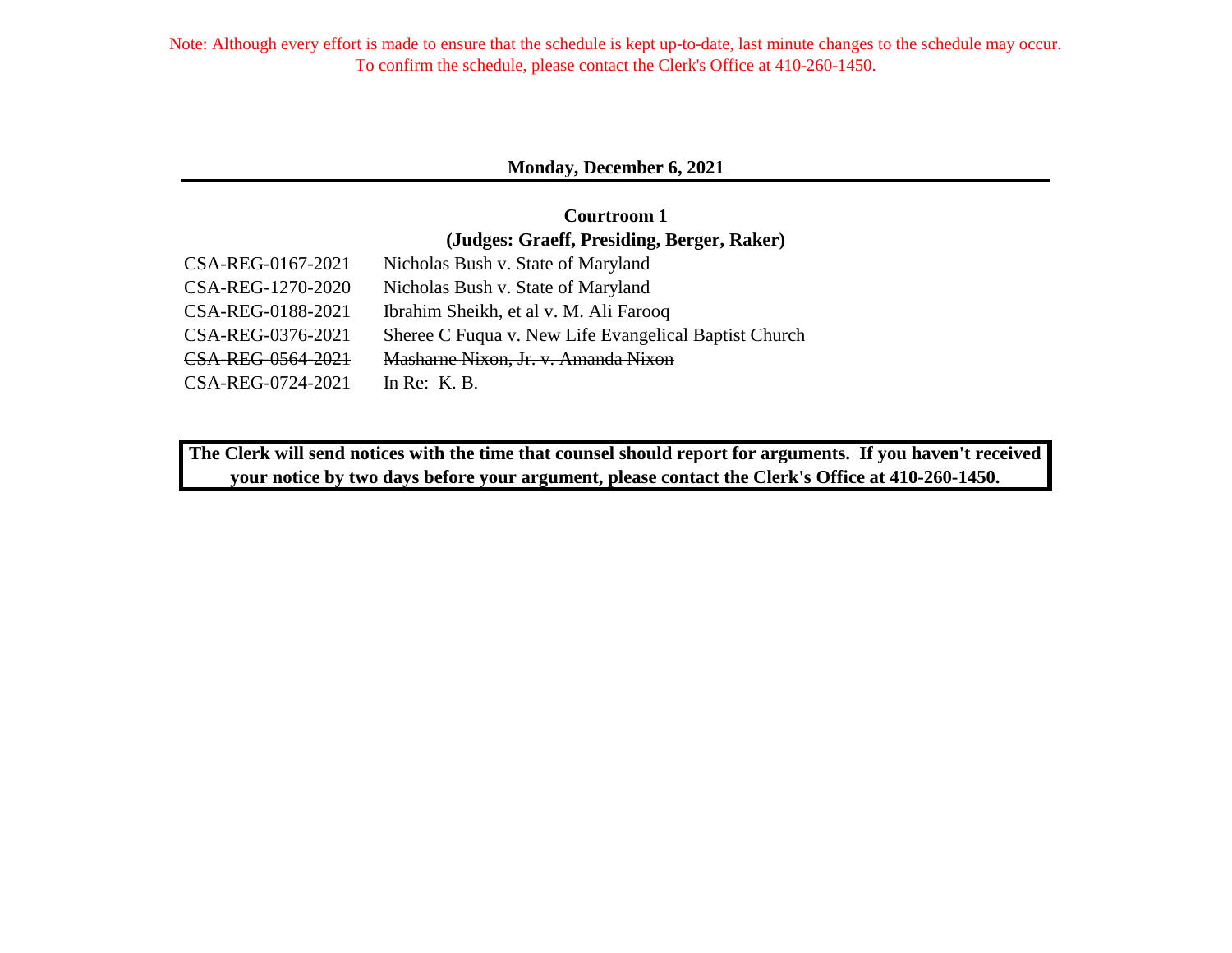Note: Although every effort is made to ensure that the schedule is kept up-to-date, last minute changes to the schedule may occur. To confirm the schedule, please contact the Clerk's Office at 410-260-1450.

## Monday, December 6, 2021

### Courtroom 1
### (Judges: Graeff, Presiding, Berger, Raker)

| | |
|---|---|
| CSA-REG-0167-2021 | Nicholas Bush v. State of Maryland |
| CSA-REG-1270-2020 | Nicholas Bush v. State of Maryland |
| CSA-REG-0188-2021 | Ibrahim Sheikh, et al v. M. Ali Farooq |
| CSA-REG-0376-2021 | Sheree C Fuqua v. New Life Evangelical Baptist Church |
| ~~CSA-REG-0564-2021~~ | ~~Masharne Nixon, Jr. v. Amanda Nixon~~ |
| ~~CSA-REG-0724-2021~~ | ~~In Re: K. B.~~ |

**The Clerk will send notices with the time that counsel should report for arguments. If you haven't received your notice by two days before your argument, please contact the Clerk's Office at 410-260-1450.**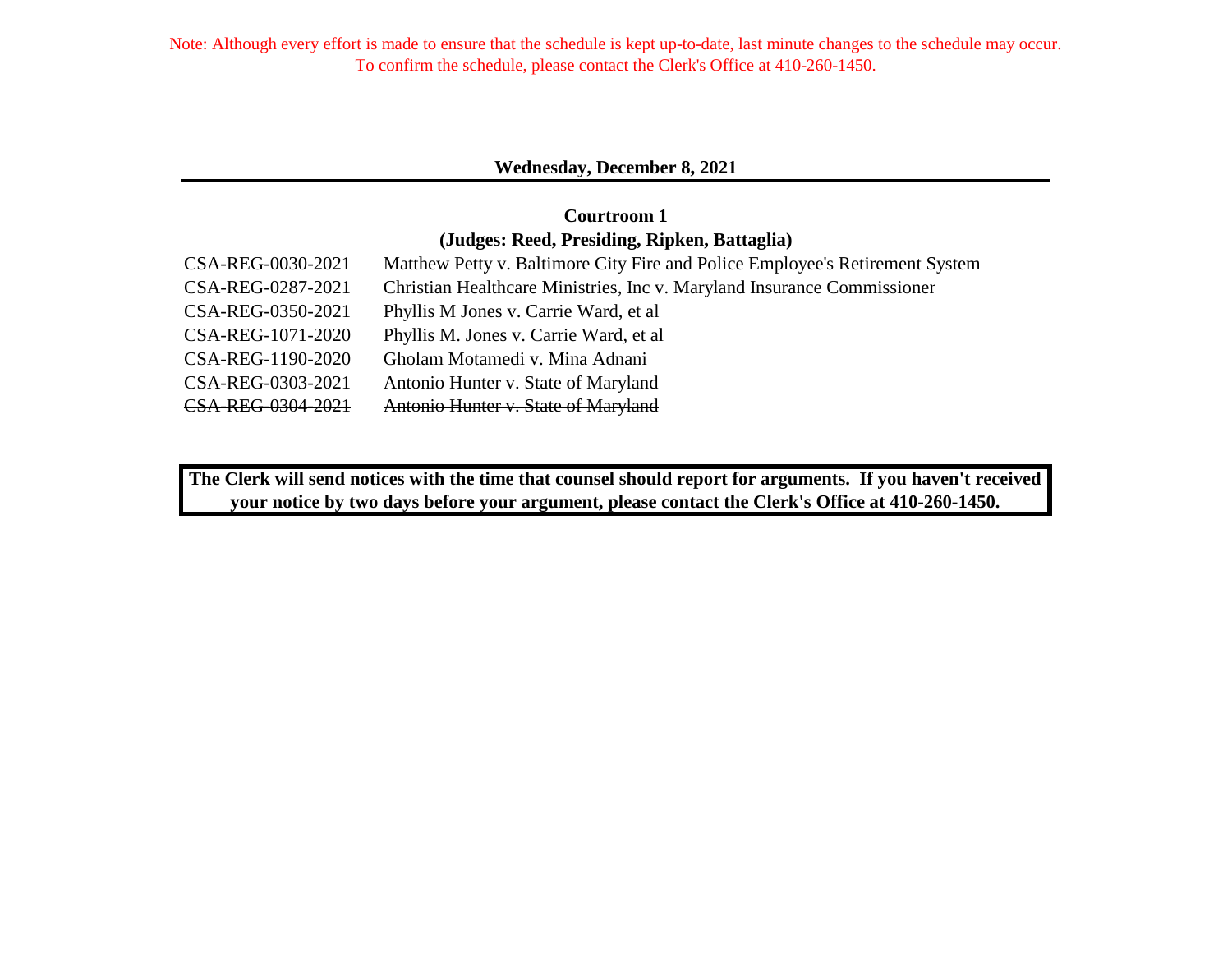Note: Although every effort is made to ensure that the schedule is kept up-to-date, last minute changes to the schedule may occur. To confirm the schedule, please contact the Clerk's Office at 410-260-1450.

## Wednesday, December 8, 2021

### Courtroom 1
### (Judges: Reed, Presiding, Ripken, Battaglia)

| | |
|---|---|
| CSA-REG-0030-2021 | Matthew Petty v. Baltimore City Fire and Police Employee's Retirement System |
| CSA-REG-0287-2021 | Christian Healthcare Ministries, Inc v. Maryland Insurance Commissioner |
| CSA-REG-0350-2021 | Phyllis M Jones v. Carrie Ward, et al |
| CSA-REG-1071-2020 | Phyllis M. Jones v. Carrie Ward, et al |
| CSA-REG-1190-2020 | Gholam Motamedi v. Mina Adnani |
| ~~CSA-REG-0303-2021~~ | ~~Antonio Hunter v. State of Maryland~~ |
| ~~CSA-REG-0304-2021~~ | ~~Antonio Hunter v. State of Maryland~~ |

**The Clerk will send notices with the time that counsel should report for arguments. If you haven't received your notice by two days before your argument, please contact the Clerk's Office at 410-260-1450.**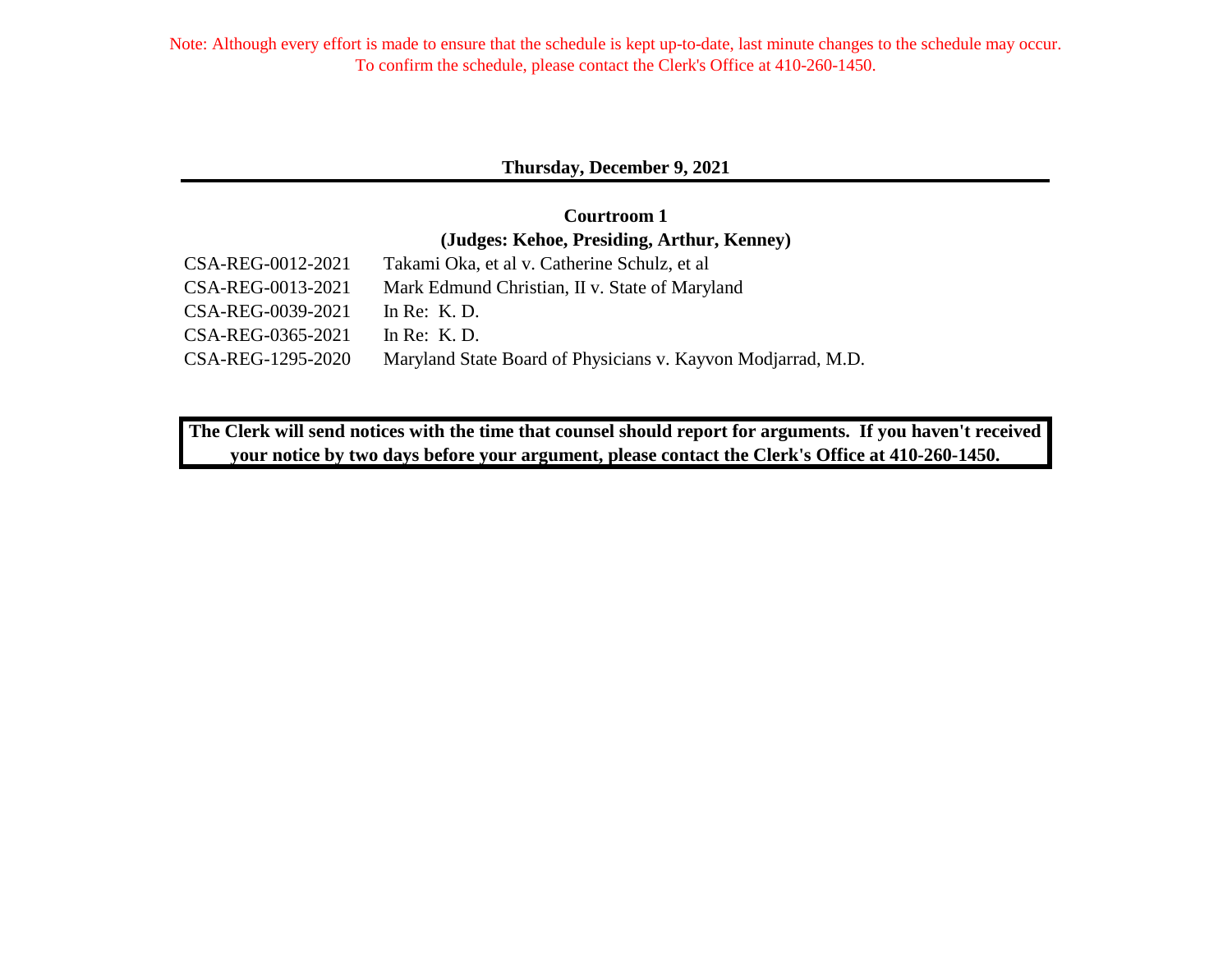Note: Although every effort is made to ensure that the schedule is kept up-to-date, last minute changes to the schedule may occur. To confirm the schedule, please contact the Clerk's Office at 410-260-1450.

## Thursday, December 9, 2021

### Courtroom 1
### (Judges: Kehoe, Presiding, Arthur, Kenney)

| | |
|---|---|
| CSA-REG-0012-2021 | Takami Oka, et al v. Catherine Schulz, et al |
| CSA-REG-0013-2021 | Mark Edmund Christian, II v. State of Maryland |
| CSA-REG-0039-2021 | In Re: K. D. |
| CSA-REG-0365-2021 | In Re: K. D. |
| CSA-REG-1295-2020 | Maryland State Board of Physicians v. Kayvon Modjarrad, M.D. |

**The Clerk will send notices with the time that counsel should report for arguments. If you haven't received your notice by two days before your argument, please contact the Clerk's Office at 410-260-1450.**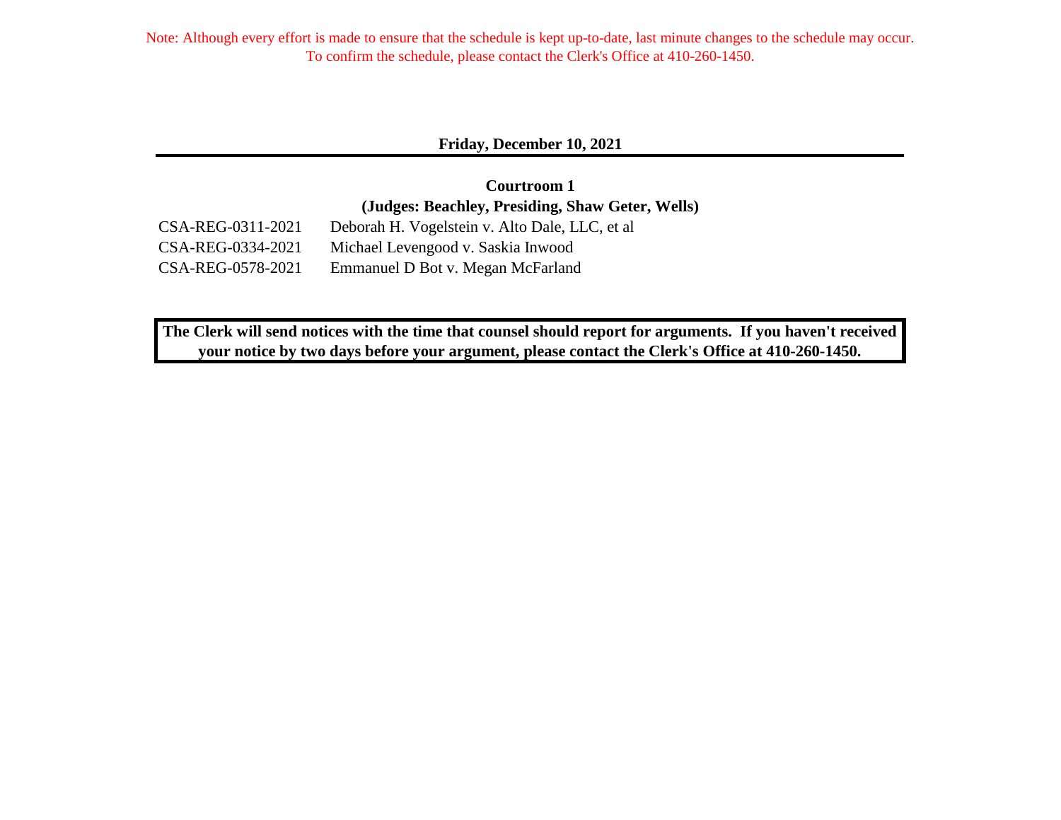Note: Although every effort is made to ensure that the schedule is kept up-to-date, last minute changes to the schedule may occur. To confirm the schedule, please contact the Clerk's Office at 410-260-1450.

## Friday, December 10, 2021

### Courtroom 1

**(Judges: Beachley, Presiding, Shaw Geter, Wells)**

| | |
|---|---|
| CSA-REG-0311-2021 | Deborah H. Vogelstein v. Alto Dale, LLC, et al |
| CSA-REG-0334-2021 | Michael Levengood v. Saskia Inwood |
| CSA-REG-0578-2021 | Emmanuel D Bot v. Megan McFarland |

**The Clerk will send notices with the time that counsel should report for arguments. If you haven't received your notice by two days before your argument, please contact the Clerk's Office at 410-260-1450.**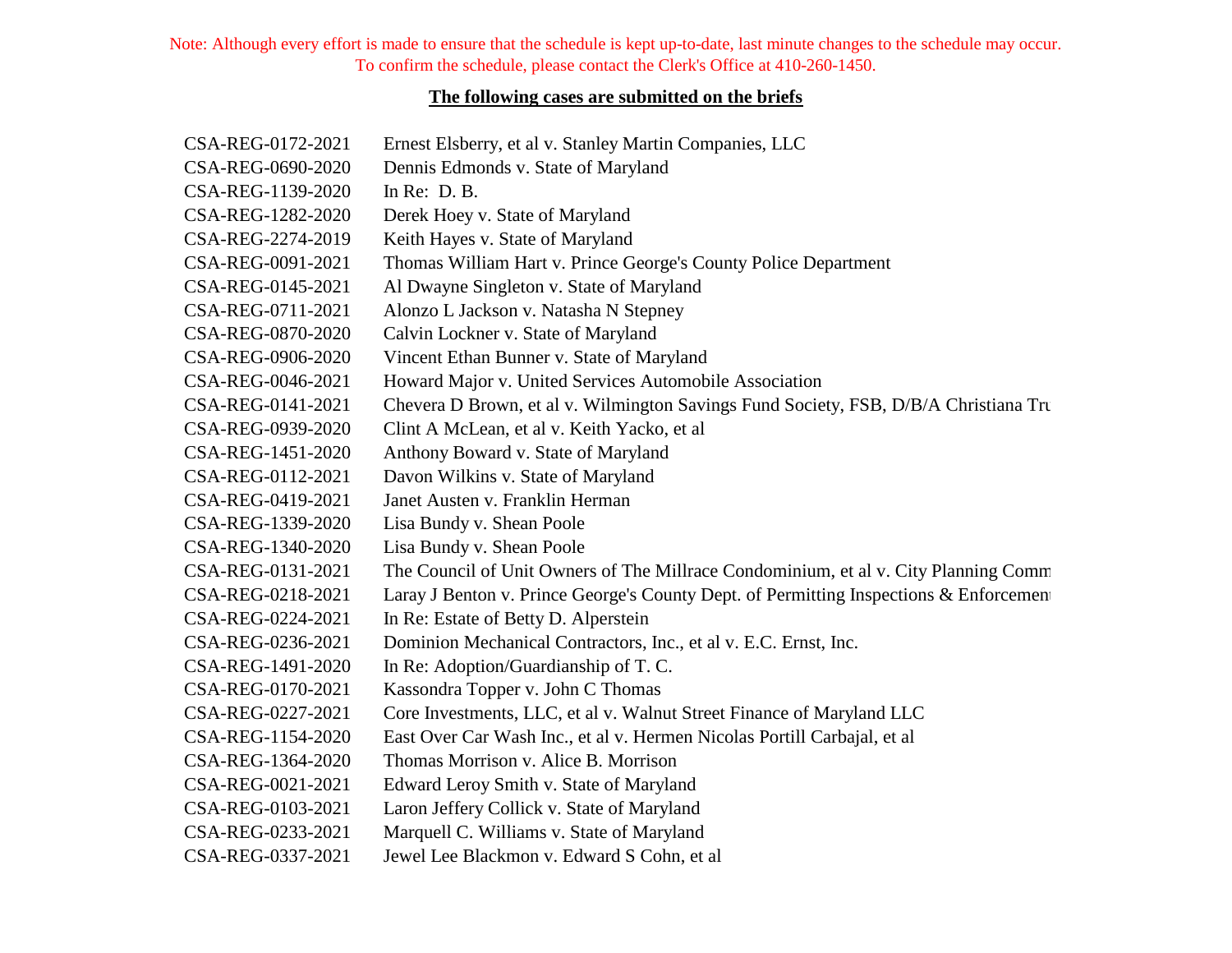Note: Although every effort is made to ensure that the schedule is kept up-to-date, last minute changes to the schedule may occur. To confirm the schedule, please contact the Clerk's Office at 410-260-1450.

**The following cases are submitted on the briefs**

| | |
|---|---|
| CSA-REG-0172-2021 | Ernest Elsberry, et al v. Stanley Martin Companies, LLC |
| CSA-REG-0690-2020 | Dennis Edmonds v. State of Maryland |
| CSA-REG-1139-2020 | In Re: D. B. |
| CSA-REG-1282-2020 | Derek Hoey v. State of Maryland |
| CSA-REG-2274-2019 | Keith Hayes v. State of Maryland |
| CSA-REG-0091-2021 | Thomas William Hart v. Prince George's County Police Department |
| CSA-REG-0145-2021 | Al Dwayne Singleton v. State of Maryland |
| CSA-REG-0711-2021 | Alonzo L Jackson v. Natasha N Stepney |
| CSA-REG-0870-2020 | Calvin Lockner v. State of Maryland |
| CSA-REG-0906-2020 | Vincent Ethan Bunner v. State of Maryland |
| CSA-REG-0046-2021 | Howard Major v. United Services Automobile Association |
| CSA-REG-0141-2021 | Chevera D Brown, et al v. Wilmington Savings Fund Society, FSB, D/B/A Christiana Tru |
| CSA-REG-0939-2020 | Clint A McLean, et al v. Keith Yacko, et al |
| CSA-REG-1451-2020 | Anthony Boward v. State of Maryland |
| CSA-REG-0112-2021 | Davon Wilkins v. State of Maryland |
| CSA-REG-0419-2021 | Janet Austen v. Franklin Herman |
| CSA-REG-1339-2020 | Lisa Bundy v. Shean Poole |
| CSA-REG-1340-2020 | Lisa Bundy v. Shean Poole |
| CSA-REG-0131-2021 | The Council of Unit Owners of The Millrace Condominium, et al v. City Planning Comm |
| CSA-REG-0218-2021 | Laray J Benton v. Prince George's County Dept. of Permitting Inspections & Enforcemen |
| CSA-REG-0224-2021 | In Re: Estate of Betty D. Alperstein |
| CSA-REG-0236-2021 | Dominion Mechanical Contractors, Inc., et al v. E.C. Ernst, Inc. |
| CSA-REG-1491-2020 | In Re: Adoption/Guardianship of T. C. |
| CSA-REG-0170-2021 | Kassondra Topper v. John C Thomas |
| CSA-REG-0227-2021 | Core Investments, LLC, et al v. Walnut Street Finance of Maryland LLC |
| CSA-REG-1154-2020 | East Over Car Wash Inc., et al v. Hermen Nicolas Portill Carbajal, et al |
| CSA-REG-1364-2020 | Thomas Morrison v. Alice B. Morrison |
| CSA-REG-0021-2021 | Edward Leroy Smith v. State of Maryland |
| CSA-REG-0103-2021 | Laron Jeffery Collick v. State of Maryland |
| CSA-REG-0233-2021 | Marquell C. Williams v. State of Maryland |
| CSA-REG-0337-2021 | Jewel Lee Blackmon v. Edward S Cohn, et al |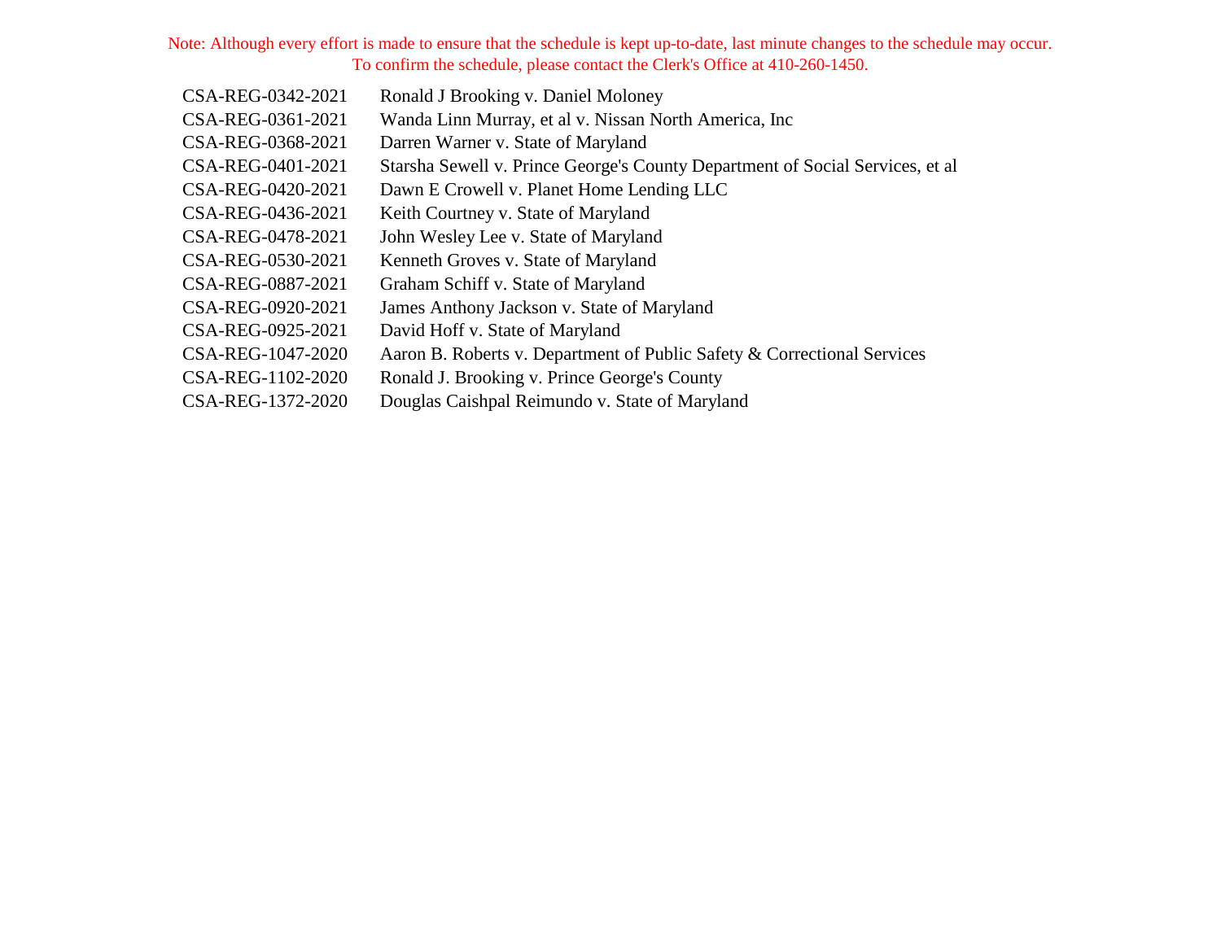Note: Although every effort is made to ensure that the schedule is kept up-to-date, last minute changes to the schedule may occur.
To confirm the schedule, please contact the Clerk's Office at 410-260-1450.

| | |
|---|---|
| CSA-REG-0342-2021 | Ronald J Brooking v. Daniel Moloney |
| CSA-REG-0361-2021 | Wanda Linn Murray, et al v. Nissan North America, Inc |
| CSA-REG-0368-2021 | Darren Warner v. State of Maryland |
| CSA-REG-0401-2021 | Starsha Sewell v. Prince George's County Department of Social Services, et al |
| CSA-REG-0420-2021 | Dawn E Crowell v. Planet Home Lending LLC |
| CSA-REG-0436-2021 | Keith Courtney v. State of Maryland |
| CSA-REG-0478-2021 | John Wesley Lee v. State of Maryland |
| CSA-REG-0530-2021 | Kenneth Groves v. State of Maryland |
| CSA-REG-0887-2021 | Graham Schiff v. State of Maryland |
| CSA-REG-0920-2021 | James Anthony Jackson v. State of Maryland |
| CSA-REG-0925-2021 | David Hoff v. State of Maryland |
| CSA-REG-1047-2020 | Aaron B. Roberts v. Department of Public Safety & Correctional Services |
| CSA-REG-1102-2020 | Ronald J. Brooking v. Prince George's County |
| CSA-REG-1372-2020 | Douglas Caishpal Reimundo v. State of Maryland |